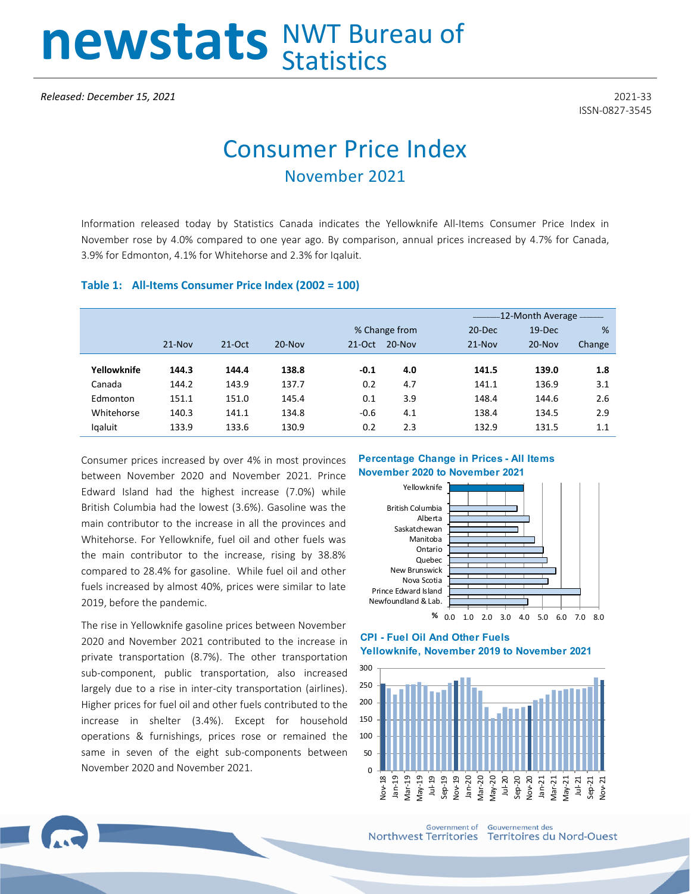# newstats NWT Bureau of Statistics

*Released: December 15, 2021*

2021-33
ISSN-0827-3545

# Consumer Price Index

## November 2021

Information released today by Statistics Canada indicates the Yellowknife All-Items Consumer Price Index in November rose by 4.0% compared to one year ago. By comparison, annual prices increased by 4.7% for Canada, 3.9% for Edmonton, 4.1% for Whitehorse and 2.3% for Iqaluit.

### Table 1: All-Items Consumer Price Index (2002 = 100)

| | | | | % Change from | | 12-Month Average | | |
|---|---|---|---|---|---|---|---|---|
| | 21-Nov | 21-Oct | 20-Nov | 21-Oct | 20-Nov | 20-Dec 21-Nov | 19-Dec 20-Nov | % Change |
| **Yellowknife** | **144.3** | **144.4** | **138.8** | **-0.1** | **4.0** | **141.5** | **139.0** | **1.8** |
| Canada | 144.2 | 143.9 | 137.7 | 0.2 | 4.7 | 141.1 | 136.9 | 3.1 |
| Edmonton | 151.1 | 151.0 | 145.4 | 0.1 | 3.9 | 148.4 | 144.6 | 2.6 |
| Whitehorse | 140.3 | 141.1 | 134.8 | -0.6 | 4.1 | 138.4 | 134.5 | 2.9 |
| Iqaluit | 133.9 | 133.6 | 130.9 | 0.2 | 2.3 | 132.9 | 131.5 | 1.1 |

Consumer prices increased by over 4% in most provinces between November 2020 and November 2021. Prince Edward Island had the highest increase (7.0%) while British Columbia had the lowest (3.6%). Gasoline was the main contributor to the increase in all the provinces and Whitehorse. For Yellowknife, fuel oil and other fuels was the main contributor to the increase, rising by 38.8% compared to 28.4% for gasoline. While fuel oil and other fuels increased by almost 40%, prices were similar to late 2019, before the pandemic.

The rise in Yellowknife gasoline prices between November 2020 and November 2021 contributed to the increase in private transportation (8.7%). The other transportation sub-component, public transportation, also increased largely due to a rise in inter-city transportation (airlines). Higher prices for fuel oil and other fuels contributed to the increase in shelter (3.4%). Except for household operations & furnishings, prices rose or remained the same in seven of the eight sub-components between November 2020 and November 2021.

**Percentage Change in Prices - All Items November 2020 to November 2021**

**CPI - Fuel Oil And Other Fuels Yellowknife, November 2019 to November 2021**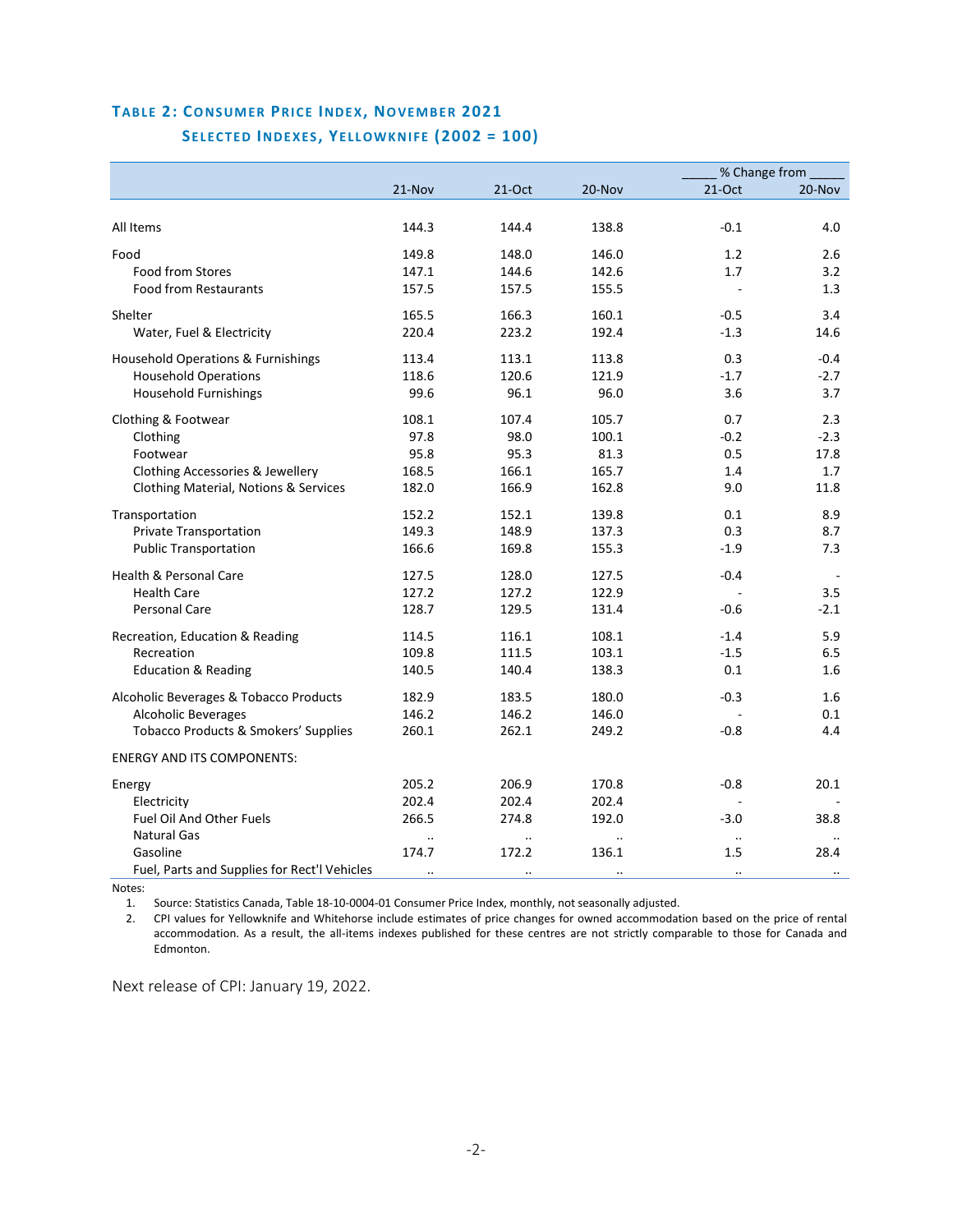## Table 2: Consumer Price Index, November 2021
### Selected Indexes, Yellowknife (2002 = 100)

| | 21-Nov | 21-Oct | 20-Nov | % Change from 21-Oct | % Change from 20-Nov |
|---|---|---|---|---|---|
| All Items | 144.3 | 144.4 | 138.8 | -0.1 | 4.0 |
| Food | 149.8 | 148.0 | 146.0 | 1.2 | 2.6 |
| Food from Stores | 147.1 | 144.6 | 142.6 | 1.7 | 3.2 |
| Food from Restaurants | 157.5 | 157.5 | 155.5 | - | 1.3 |
| Shelter | 165.5 | 166.3 | 160.1 | -0.5 | 3.4 |
| Water, Fuel & Electricity | 220.4 | 223.2 | 192.4 | -1.3 | 14.6 |
| Household Operations & Furnishings | 113.4 | 113.1 | 113.8 | 0.3 | -0.4 |
| Household Operations | 118.6 | 120.6 | 121.9 | -1.7 | -2.7 |
| Household Furnishings | 99.6 | 96.1 | 96.0 | 3.6 | 3.7 |
| Clothing & Footwear | 108.1 | 107.4 | 105.7 | 0.7 | 2.3 |
| Clothing | 97.8 | 98.0 | 100.1 | -0.2 | -2.3 |
| Footwear | 95.8 | 95.3 | 81.3 | 0.5 | 17.8 |
| Clothing Accessories & Jewellery | 168.5 | 166.1 | 165.7 | 1.4 | 1.7 |
| Clothing Material, Notions & Services | 182.0 | 166.9 | 162.8 | 9.0 | 11.8 |
| Transportation | 152.2 | 152.1 | 139.8 | 0.1 | 8.9 |
| Private Transportation | 149.3 | 148.9 | 137.3 | 0.3 | 8.7 |
| Public Transportation | 166.6 | 169.8 | 155.3 | -1.9 | 7.3 |
| Health & Personal Care | 127.5 | 128.0 | 127.5 | -0.4 | - |
| Health Care | 127.2 | 127.2 | 122.9 | - | 3.5 |
| Personal Care | 128.7 | 129.5 | 131.4 | -0.6 | -2.1 |
| Recreation, Education & Reading | 114.5 | 116.1 | 108.1 | -1.4 | 5.9 |
| Recreation | 109.8 | 111.5 | 103.1 | -1.5 | 6.5 |
| Education & Reading | 140.5 | 140.4 | 138.3 | 0.1 | 1.6 |
| Alcoholic Beverages & Tobacco Products | 182.9 | 183.5 | 180.0 | -0.3 | 1.6 |
| Alcoholic Beverages | 146.2 | 146.2 | 146.0 | - | 0.1 |
| Tobacco Products & Smokers' Supplies | 260.1 | 262.1 | 249.2 | -0.8 | 4.4 |
| ENERGY AND ITS COMPONENTS: | | | | | |
| Energy | 205.2 | 206.9 | 170.8 | -0.8 | 20.1 |
| Electricity | 202.4 | 202.4 | 202.4 | - | - |
| Fuel Oil And Other Fuels | 266.5 | 274.8 | 192.0 | -3.0 | 38.8 |
| Natural Gas | .. | .. | .. | .. | .. |
| Gasoline | 174.7 | 172.2 | 136.1 | 1.5 | 28.4 |
| Fuel, Parts and Supplies for Rect'l Vehicles | .. | .. | .. | .. | .. |

Notes:

1. Source: Statistics Canada, Table 18-10-0004-01 Consumer Price Index, monthly, not seasonally adjusted.
2. CPI values for Yellowknife and Whitehorse include estimates of price changes for owned accommodation based on the price of rental accommodation. As a result, the all-items indexes published for these centres are not strictly comparable to those for Canada and Edmonton.

Next release of CPI: January 19, 2022.